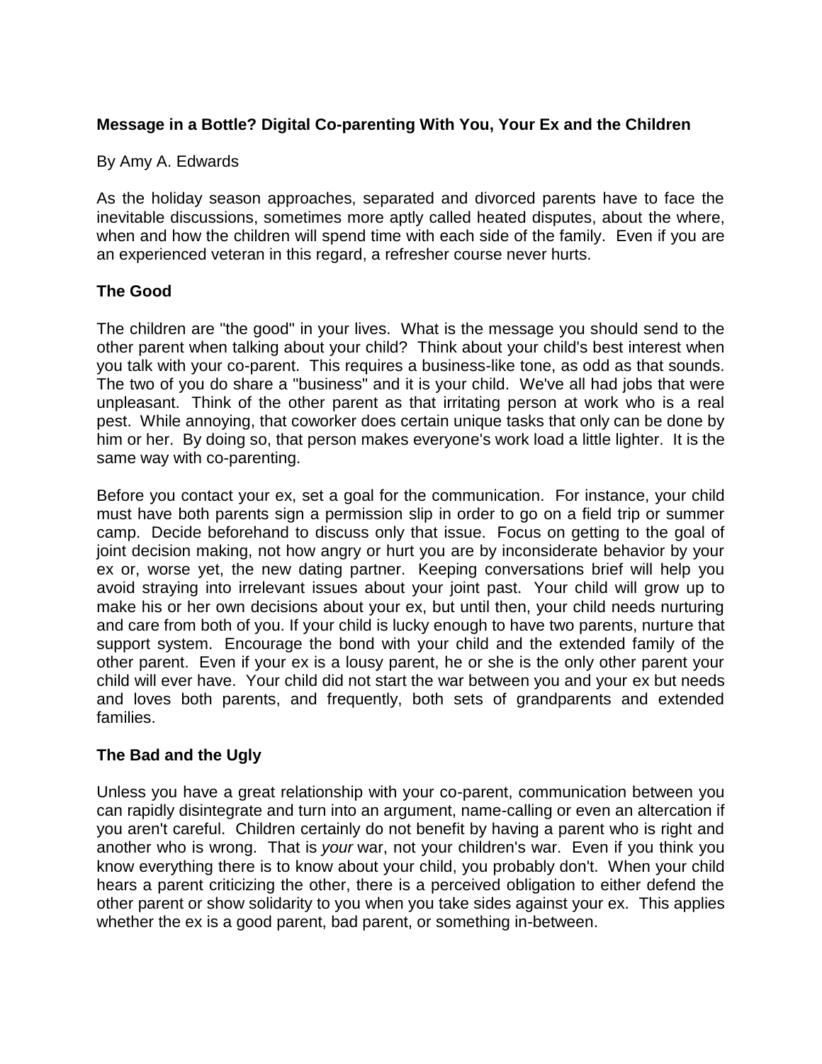**Message in a Bottle? Digital Co-parenting With You, Your Ex and the Children**

By Amy A. Edwards

As the holiday season approaches, separated and divorced parents have to face the inevitable discussions, sometimes more aptly called heated disputes, about the where, when and how the children will spend time with each side of the family. Even if you are an experienced veteran in this regard, a refresher course never hurts.

**The Good**

The children are "the good" in your lives. What is the message you should send to the other parent when talking about your child? Think about your child's best interest when you talk with your co-parent. This requires a business-like tone, as odd as that sounds. The two of you do share a "business" and it is your child. We've all had jobs that were unpleasant. Think of the other parent as that irritating person at work who is a real pest. While annoying, that coworker does certain unique tasks that only can be done by him or her. By doing so, that person makes everyone's work load a little lighter. It is the same way with co-parenting.

Before you contact your ex, set a goal for the communication. For instance, your child must have both parents sign a permission slip in order to go on a field trip or summer camp. Decide beforehand to discuss only that issue. Focus on getting to the goal of joint decision making, not how angry or hurt you are by inconsiderate behavior by your ex or, worse yet, the new dating partner. Keeping conversations brief will help you avoid straying into irrelevant issues about your joint past. Your child will grow up to make his or her own decisions about your ex, but until then, your child needs nurturing and care from both of you. If your child is lucky enough to have two parents, nurture that support system. Encourage the bond with your child and the extended family of the other parent. Even if your ex is a lousy parent, he or she is the only other parent your child will ever have. Your child did not start the war between you and your ex but needs and loves both parents, and frequently, both sets of grandparents and extended families.

**The Bad and the Ugly**

Unless you have a great relationship with your co-parent, communication between you can rapidly disintegrate and turn into an argument, name-calling or even an altercation if you aren't careful. Children certainly do not benefit by having a parent who is right and another who is wrong. That is *your* war, not your children's war. Even if you think you know everything there is to know about your child, you probably don't. When your child hears a parent criticizing the other, there is a perceived obligation to either defend the other parent or show solidarity to you when you take sides against your ex. This applies whether the ex is a good parent, bad parent, or something in-between.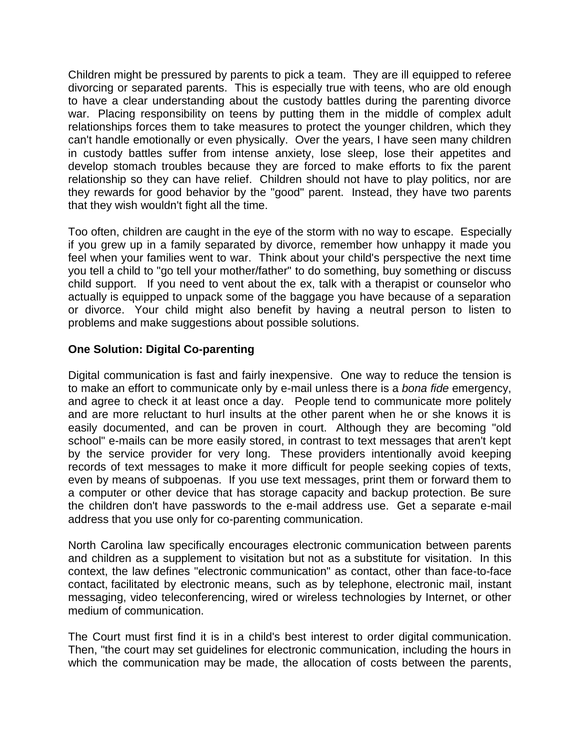Children might be pressured by parents to pick a team. They are ill equipped to referee divorcing or separated parents. This is especially true with teens, who are old enough to have a clear understanding about the custody battles during the parenting divorce war. Placing responsibility on teens by putting them in the middle of complex adult relationships forces them to take measures to protect the younger children, which they can't handle emotionally or even physically. Over the years, I have seen many children in custody battles suffer from intense anxiety, lose sleep, lose their appetites and develop stomach troubles because they are forced to make efforts to fix the parent relationship so they can have relief. Children should not have to play politics, nor are they rewards for good behavior by the "good" parent. Instead, they have two parents that they wish wouldn't fight all the time.

Too often, children are caught in the eye of the storm with no way to escape. Especially if you grew up in a family separated by divorce, remember how unhappy it made you feel when your families went to war. Think about your child's perspective the next time you tell a child to "go tell your mother/father" to do something, buy something or discuss child support. If you need to vent about the ex, talk with a therapist or counselor who actually is equipped to unpack some of the baggage you have because of a separation or divorce. Your child might also benefit by having a neutral person to listen to problems and make suggestions about possible solutions.

**One Solution: Digital Co-parenting**

Digital communication is fast and fairly inexpensive. One way to reduce the tension is to make an effort to communicate only by e-mail unless there is a *bona fide* emergency, and agree to check it at least once a day. People tend to communicate more politely and are more reluctant to hurl insults at the other parent when he or she knows it is easily documented, and can be proven in court. Although they are becoming "old school" e-mails can be more easily stored, in contrast to text messages that aren't kept by the service provider for very long. These providers intentionally avoid keeping records of text messages to make it more difficult for people seeking copies of texts, even by means of subpoenas. If you use text messages, print them or forward them to a computer or other device that has storage capacity and backup protection. Be sure the children don't have passwords to the e-mail address use. Get a separate e-mail address that you use only for co-parenting communication.

North Carolina law specifically encourages electronic communication between parents and children as a supplement to visitation but not as a substitute for visitation. In this context, the law defines "electronic communication" as contact, other than face-to-face contact, facilitated by electronic means, such as by telephone, electronic mail, instant messaging, video teleconferencing, wired or wireless technologies by Internet, or other medium of communication.

The Court must first find it is in a child's best interest to order digital communication. Then, "the court may set guidelines for electronic communication, including the hours in which the communication may be made, the allocation of costs between the parents,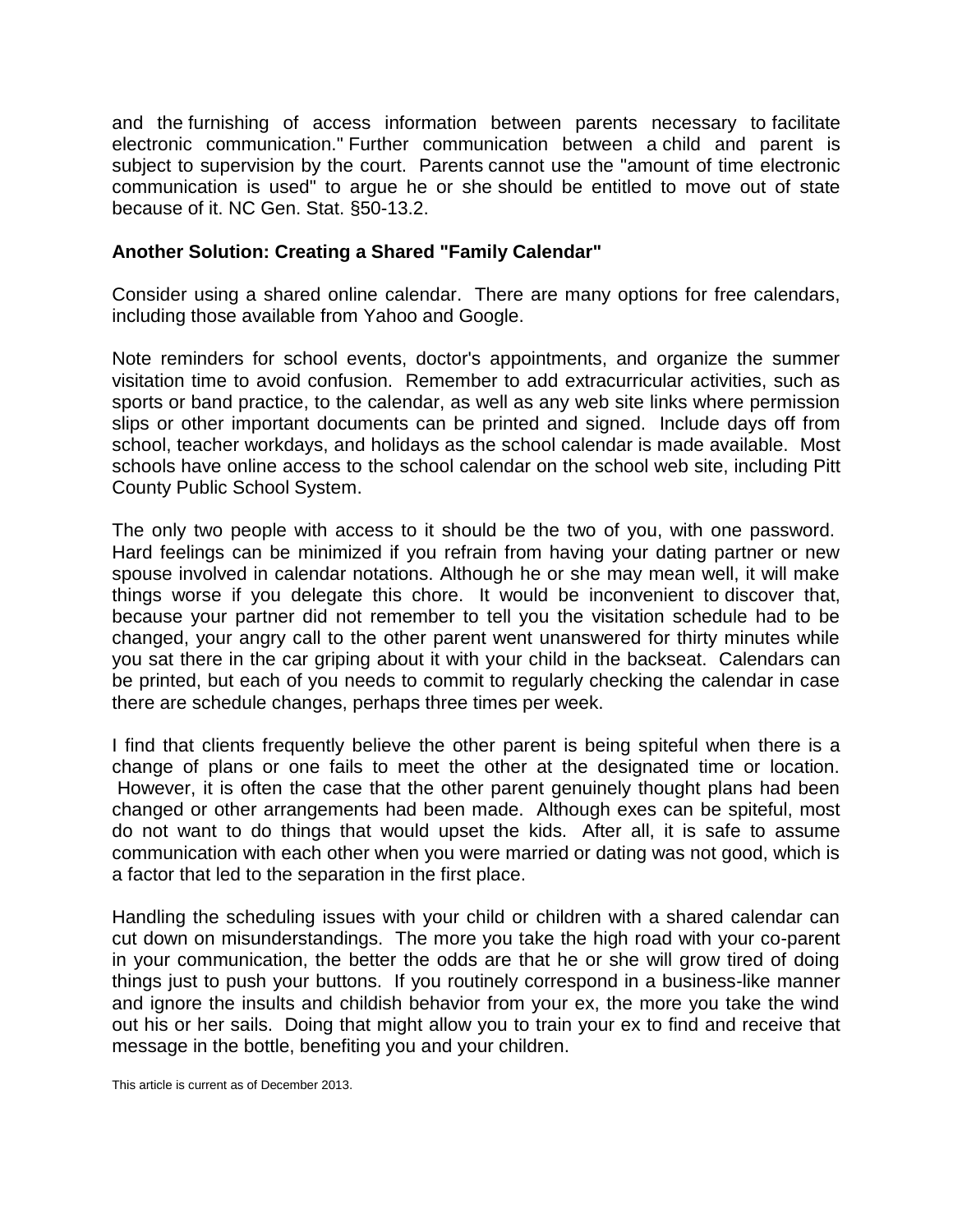and the furnishing of access information between parents necessary to facilitate electronic communication." Further communication between a child and parent is subject to supervision by the court. Parents cannot use the "amount of time electronic communication is used" to argue he or she should be entitled to move out of state because of it. NC Gen. Stat. §50-13.2.

**Another Solution: Creating a Shared "Family Calendar"**

Consider using a shared online calendar. There are many options for free calendars, including those available from Yahoo and Google.

Note reminders for school events, doctor's appointments, and organize the summer visitation time to avoid confusion. Remember to add extracurricular activities, such as sports or band practice, to the calendar, as well as any web site links where permission slips or other important documents can be printed and signed. Include days off from school, teacher workdays, and holidays as the school calendar is made available. Most schools have online access to the school calendar on the school web site, including Pitt County Public School System.

The only two people with access to it should be the two of you, with one password. Hard feelings can be minimized if you refrain from having your dating partner or new spouse involved in calendar notations. Although he or she may mean well, it will make things worse if you delegate this chore. It would be inconvenient to discover that, because your partner did not remember to tell you the visitation schedule had to be changed, your angry call to the other parent went unanswered for thirty minutes while you sat there in the car griping about it with your child in the backseat. Calendars can be printed, but each of you needs to commit to regularly checking the calendar in case there are schedule changes, perhaps three times per week.

I find that clients frequently believe the other parent is being spiteful when there is a change of plans or one fails to meet the other at the designated time or location. However, it is often the case that the other parent genuinely thought plans had been changed or other arrangements had been made. Although exes can be spiteful, most do not want to do things that would upset the kids. After all, it is safe to assume communication with each other when you were married or dating was not good, which is a factor that led to the separation in the first place.

Handling the scheduling issues with your child or children with a shared calendar can cut down on misunderstandings. The more you take the high road with your co-parent in your communication, the better the odds are that he or she will grow tired of doing things just to push your buttons. If you routinely correspond in a business-like manner and ignore the insults and childish behavior from your ex, the more you take the wind out his or her sails. Doing that might allow you to train your ex to find and receive that message in the bottle, benefiting you and your children.

This article is current as of December 2013.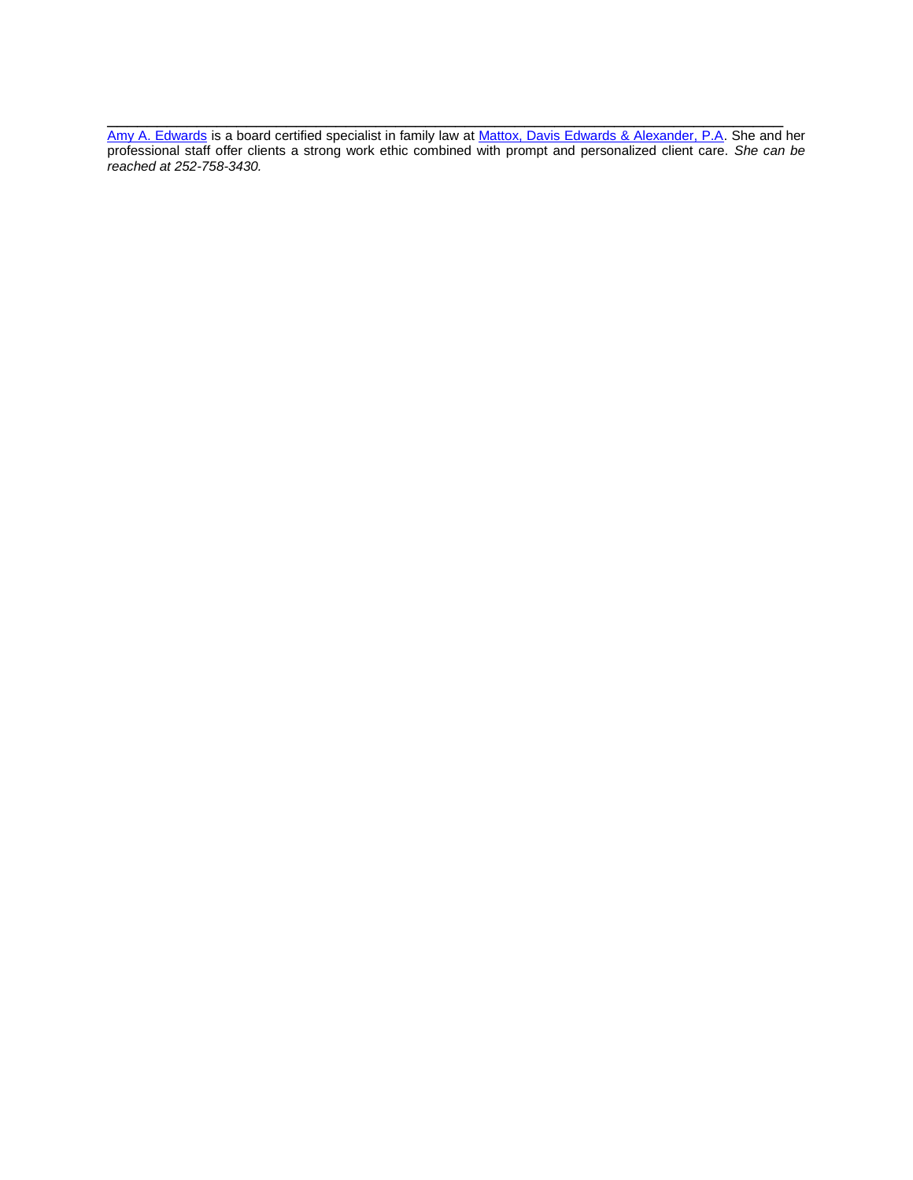---

Amy A. Edwards is a board certified specialist in family law at Mattox, Davis Edwards & Alexander, P.A. She and her professional staff offer clients a strong work ethic combined with prompt and personalized client care. *She can be reached at 252-758-3430.*